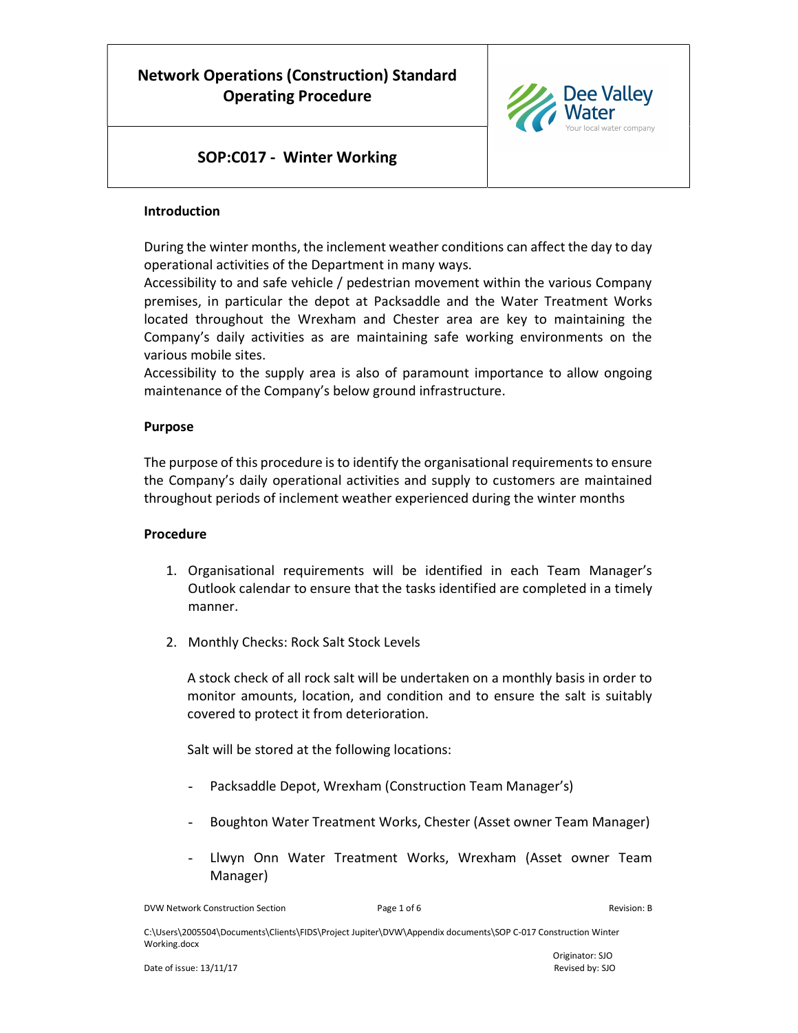# Network Operations (Construction) Standard Operating Procedure

## SOP:C017 - Winter Working

### Introduction

During the winter months, the inclement weather conditions can affect the day to day operational activities of the Department in many ways.
Accessibility to and safe vehicle / pedestrian movement within the various Company premises, in particular the depot at Packsaddle and the Water Treatment Works located throughout the Wrexham and Chester area are key to maintaining the Company's daily activities as are maintaining safe working environments on the various mobile sites.
Accessibility to the supply area is also of paramount importance to allow ongoing maintenance of the Company's below ground infrastructure.

### Purpose

The purpose of this procedure is to identify the organisational requirements to ensure the Company's daily operational activities and supply to customers are maintained throughout periods of inclement weather experienced during the winter months

### Procedure

1. Organisational requirements will be identified in each Team Manager's Outlook calendar to ensure that the tasks identified are completed in a timely manner.

2. Monthly Checks: Rock Salt Stock Levels

   A stock check of all rock salt will be undertaken on a monthly basis in order to monitor amounts, location, and condition and to ensure the salt is suitably covered to protect it from deterioration.

   Salt will be stored at the following locations:

   - Packsaddle Depot, Wrexham (Construction Team Manager's)

   - Boughton Water Treatment Works, Chester (Asset owner Team Manager)

   - Llwyn Onn Water Treatment Works, Wrexham (Asset owner Team Manager)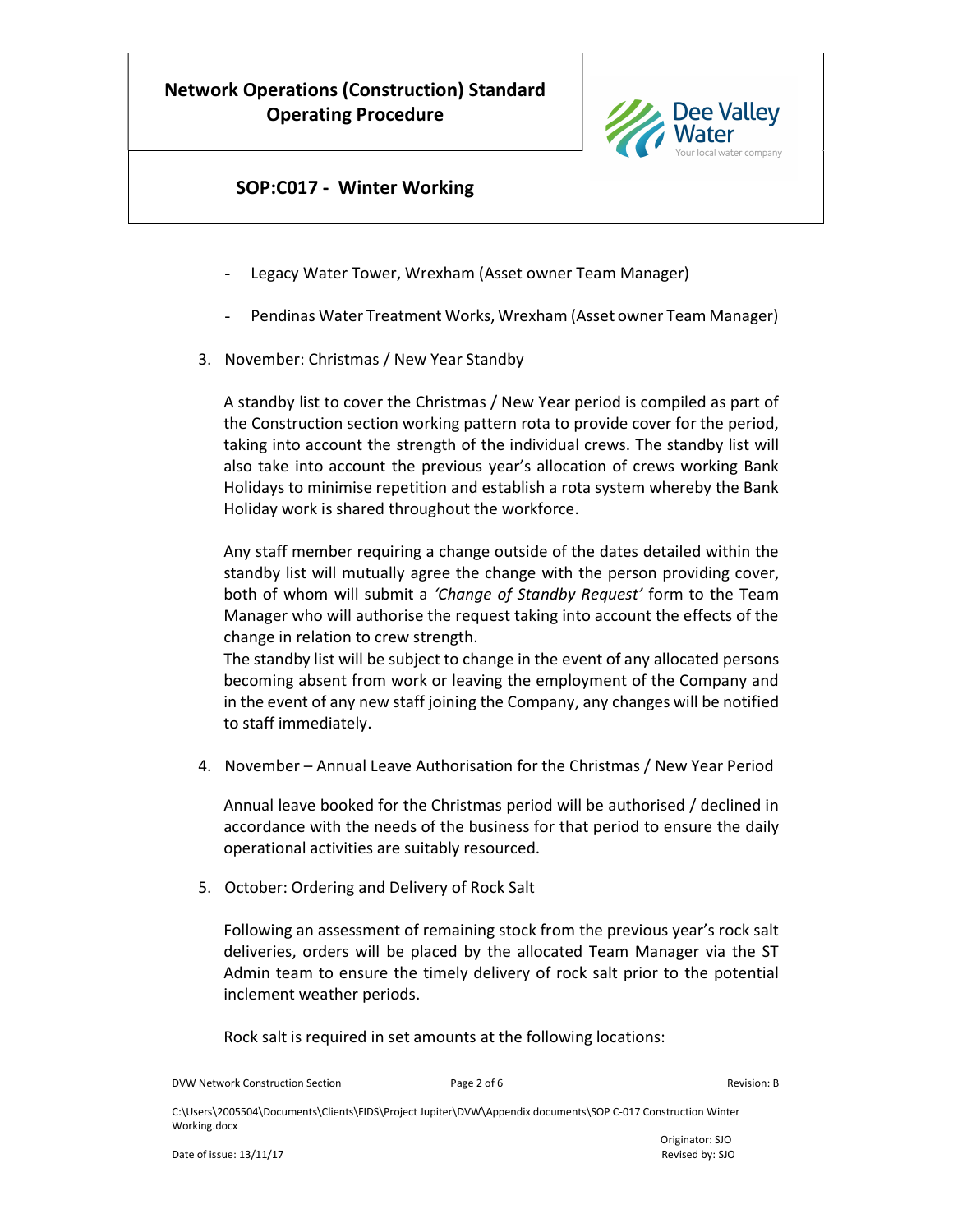- Legacy Water Tower, Wrexham (Asset owner Team Manager)
- Pendinas Water Treatment Works, Wrexham (Asset owner Team Manager)

3. November: Christmas / New Year Standby

   A standby list to cover the Christmas / New Year period is compiled as part of the Construction section working pattern rota to provide cover for the period, taking into account the strength of the individual crews. The standby list will also take into account the previous year's allocation of crews working Bank Holidays to minimise repetition and establish a rota system whereby the Bank Holiday work is shared throughout the workforce.

   Any staff member requiring a change outside of the dates detailed within the standby list will mutually agree the change with the person providing cover, both of whom will submit a *'Change of Standby Request'* form to the Team Manager who will authorise the request taking into account the effects of the change in relation to crew strength.
   The standby list will be subject to change in the event of any allocated persons becoming absent from work or leaving the employment of the Company and in the event of any new staff joining the Company, any changes will be notified to staff immediately.

4. November – Annual Leave Authorisation for the Christmas / New Year Period

   Annual leave booked for the Christmas period will be authorised / declined in accordance with the needs of the business for that period to ensure the daily operational activities are suitably resourced.

5. October: Ordering and Delivery of Rock Salt

   Following an assessment of remaining stock from the previous year's rock salt deliveries, orders will be placed by the allocated Team Manager via the ST Admin team to ensure the timely delivery of rock salt prior to the potential inclement weather periods.

   Rock salt is required in set amounts at the following locations: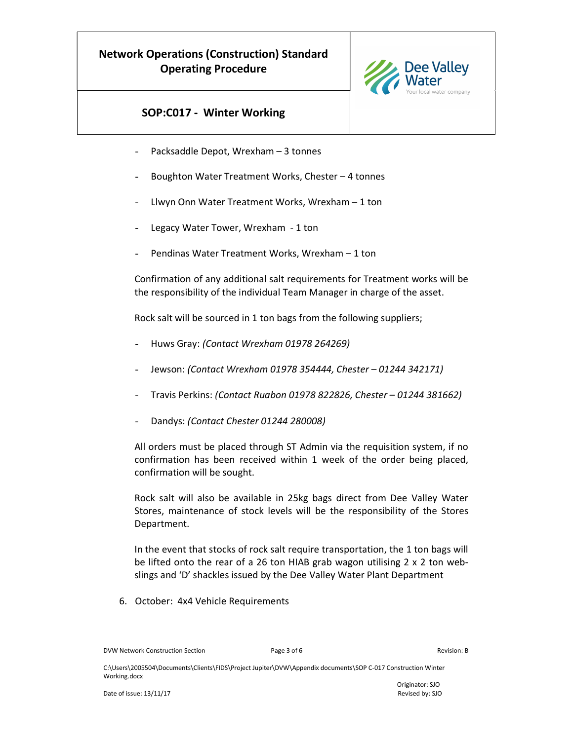- Packsaddle Depot, Wrexham – 3 tonnes
- Boughton Water Treatment Works, Chester – 4 tonnes
- Llwyn Onn Water Treatment Works, Wrexham – 1 ton
- Legacy Water Tower, Wrexham - 1 ton
- Pendinas Water Treatment Works, Wrexham – 1 ton

Confirmation of any additional salt requirements for Treatment works will be the responsibility of the individual Team Manager in charge of the asset.

Rock salt will be sourced in 1 ton bags from the following suppliers;

- Huws Gray: *(Contact Wrexham 01978 264269)*
- Jewson: *(Contact Wrexham 01978 354444, Chester – 01244 342171)*
- Travis Perkins: *(Contact Ruabon 01978 822826, Chester – 01244 381662)*
- Dandys: *(Contact Chester 01244 280008)*

All orders must be placed through ST Admin via the requisition system, if no confirmation has been received within 1 week of the order being placed, confirmation will be sought.

Rock salt will also be available in 25kg bags direct from Dee Valley Water Stores, maintenance of stock levels will be the responsibility of the Stores Department.

In the event that stocks of rock salt require transportation, the 1 ton bags will be lifted onto the rear of a 26 ton HIAB grab wagon utilising 2 x 2 ton web-slings and 'D' shackles issued by the Dee Valley Water Plant Department

6. October: 4x4 Vehicle Requirements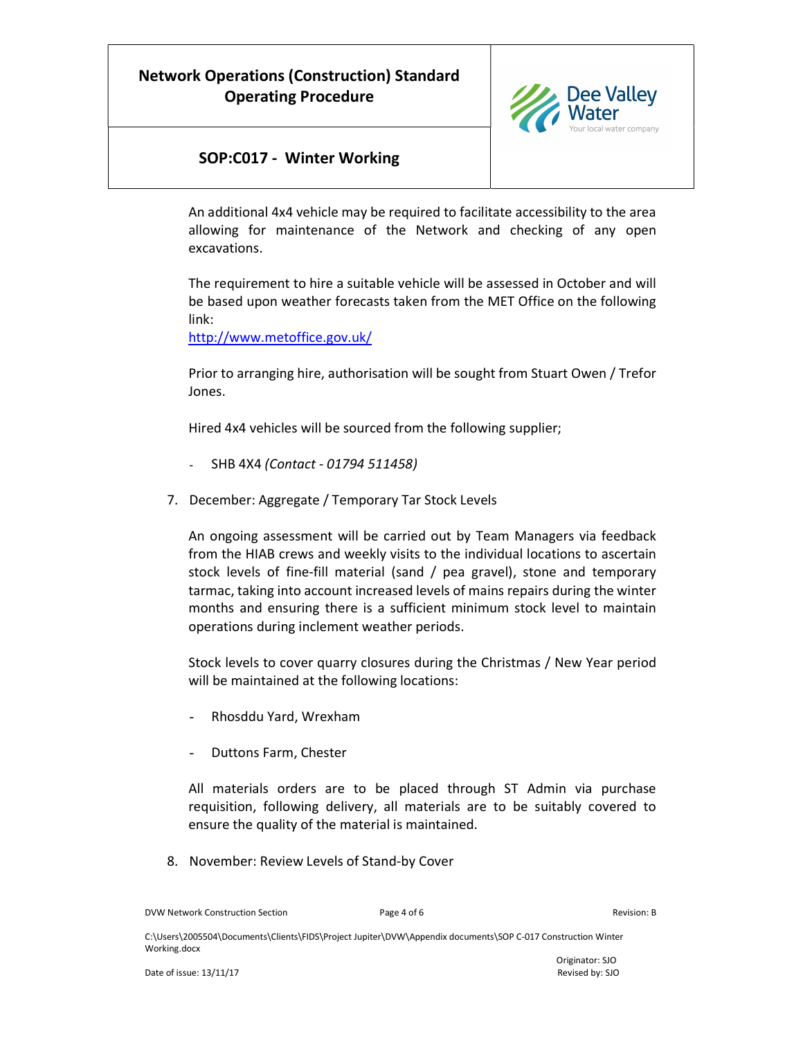An additional 4x4 vehicle may be required to facilitate accessibility to the area allowing for maintenance of the Network and checking of any open excavations.

The requirement to hire a suitable vehicle will be assessed in October and will be based upon weather forecasts taken from the MET Office on the following link:
http://www.metoffice.gov.uk/

Prior to arranging hire, authorisation will be sought from Stuart Owen / Trefor Jones.

Hired 4x4 vehicles will be sourced from the following supplier;

- SHB 4X4 *(Contact - 01794 511458)*

7. December: Aggregate / Temporary Tar Stock Levels

   An ongoing assessment will be carried out by Team Managers via feedback from the HIAB crews and weekly visits to the individual locations to ascertain stock levels of fine-fill material (sand / pea gravel), stone and temporary tarmac, taking into account increased levels of mains repairs during the winter months and ensuring there is a sufficient minimum stock level to maintain operations during inclement weather periods.

   Stock levels to cover quarry closures during the Christmas / New Year period will be maintained at the following locations:

   - Rhosddu Yard, Wrexham

   - Duttons Farm, Chester

   All materials orders are to be placed through ST Admin via purchase requisition, following delivery, all materials are to be suitably covered to ensure the quality of the material is maintained.

8. November: Review Levels of Stand-by Cover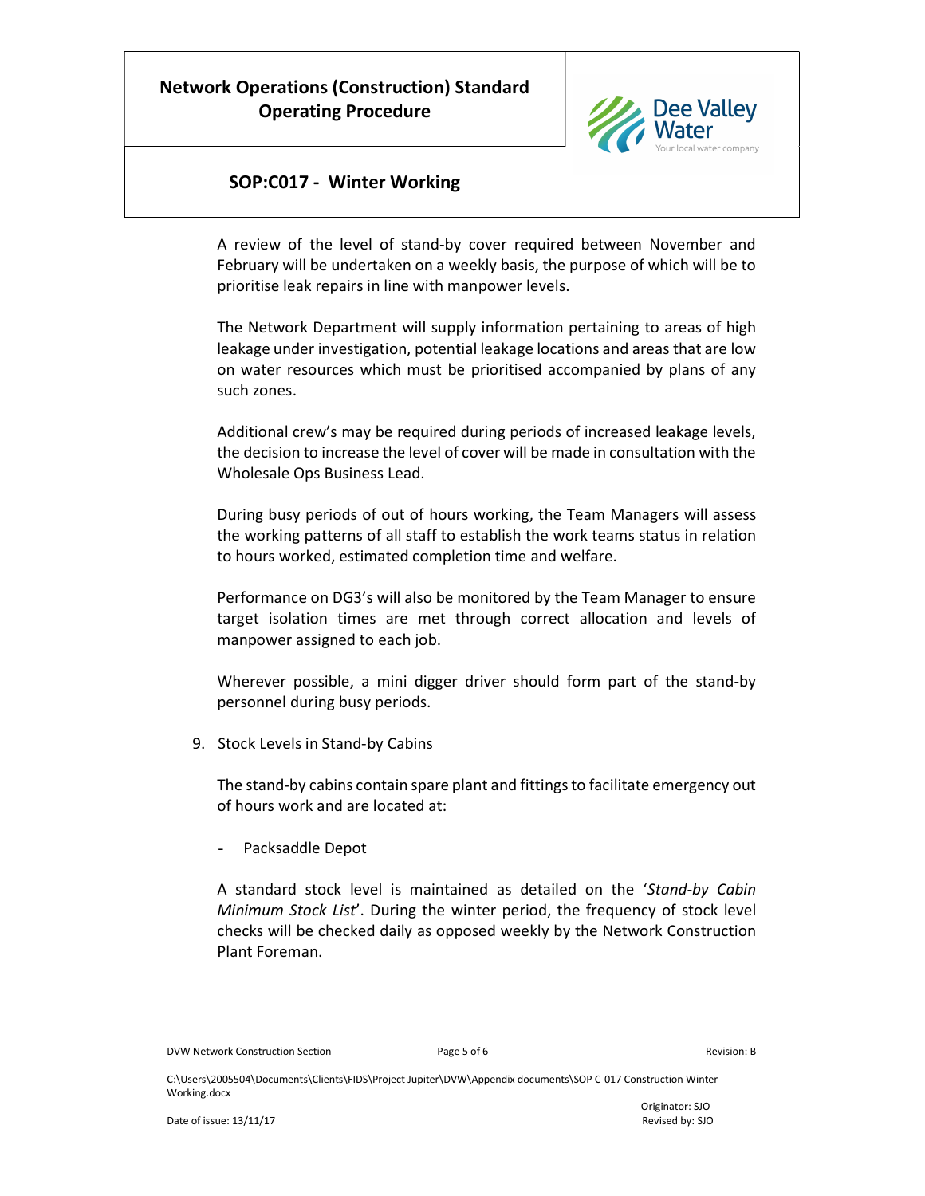A review of the level of stand-by cover required between November and February will be undertaken on a weekly basis, the purpose of which will be to prioritise leak repairs in line with manpower levels.

The Network Department will supply information pertaining to areas of high leakage under investigation, potential leakage locations and areas that are low on water resources which must be prioritised accompanied by plans of any such zones.

Additional crew's may be required during periods of increased leakage levels, the decision to increase the level of cover will be made in consultation with the Wholesale Ops Business Lead.

During busy periods of out of hours working, the Team Managers will assess the working patterns of all staff to establish the work teams status in relation to hours worked, estimated completion time and welfare.

Performance on DG3's will also be monitored by the Team Manager to ensure target isolation times are met through correct allocation and levels of manpower assigned to each job.

Wherever possible, a mini digger driver should form part of the stand-by personnel during busy periods.

9. Stock Levels in Stand-by Cabins

The stand-by cabins contain spare plant and fittings to facilitate emergency out of hours work and are located at:

- Packsaddle Depot

A standard stock level is maintained as detailed on the '*Stand-by Cabin Minimum Stock List*'. During the winter period, the frequency of stock level checks will be checked daily as opposed weekly by the Network Construction Plant Foreman.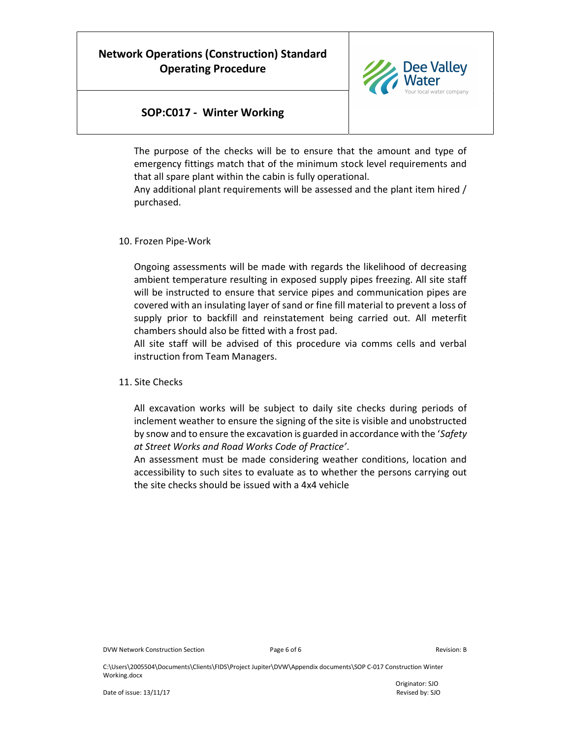The purpose of the checks will be to ensure that the amount and type of emergency fittings match that of the minimum stock level requirements and that all spare plant within the cabin is fully operational.
Any additional plant requirements will be assessed and the plant item hired / purchased.

10. Frozen Pipe-Work

    Ongoing assessments will be made with regards the likelihood of decreasing ambient temperature resulting in exposed supply pipes freezing. All site staff will be instructed to ensure that service pipes and communication pipes are covered with an insulating layer of sand or fine fill material to prevent a loss of supply prior to backfill and reinstatement being carried out. All meterfit chambers should also be fitted with a frost pad.
    All site staff will be advised of this procedure via comms cells and verbal instruction from Team Managers.

11. Site Checks

    All excavation works will be subject to daily site checks during periods of inclement weather to ensure the signing of the site is visible and unobstructed by snow and to ensure the excavation is guarded in accordance with the '*Safety at Street Works and Road Works Code of Practice*'.
    An assessment must be made considering weather conditions, location and accessibility to such sites to evaluate as to whether the persons carrying out the site checks should be issued with a 4x4 vehicle